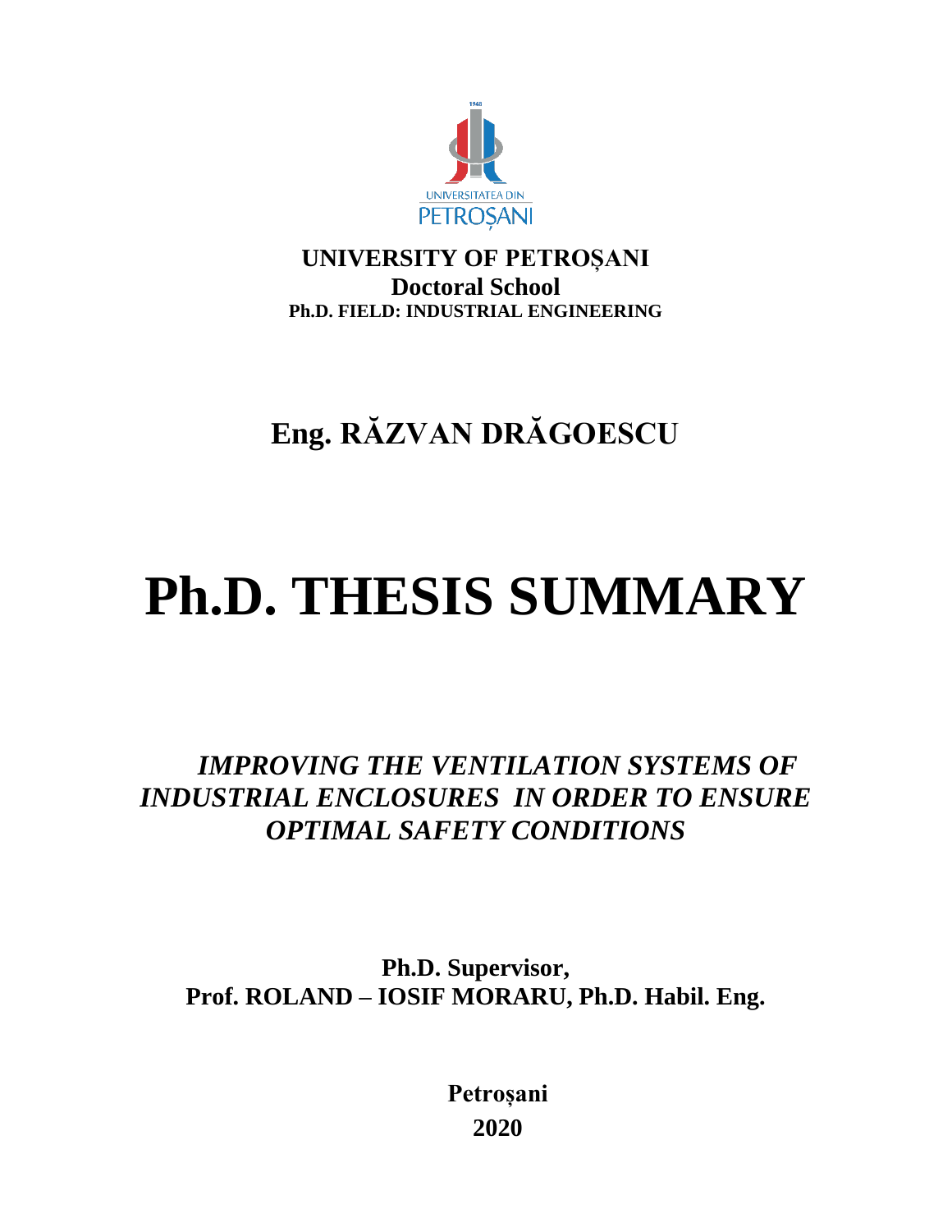UNIVERSITATEA DIN PETROȘANI

**UNIVERSITY OF PETROȘANI**
**Doctoral School**
**Ph.D. FIELD: INDUSTRIAL ENGINEERING**

**Eng. RĂZVAN DRĂGOESCU**

# Ph.D. THESIS SUMMARY

***IMPROVING THE VENTILATION SYSTEMS OF INDUSTRIAL ENCLOSURES IN ORDER TO ENSURE OPTIMAL SAFETY CONDITIONS***

**Ph.D. Supervisor,**
**Prof. ROLAND – IOSIF MORARU, Ph.D. Habil. Eng.**

**Petroșani**
**2020**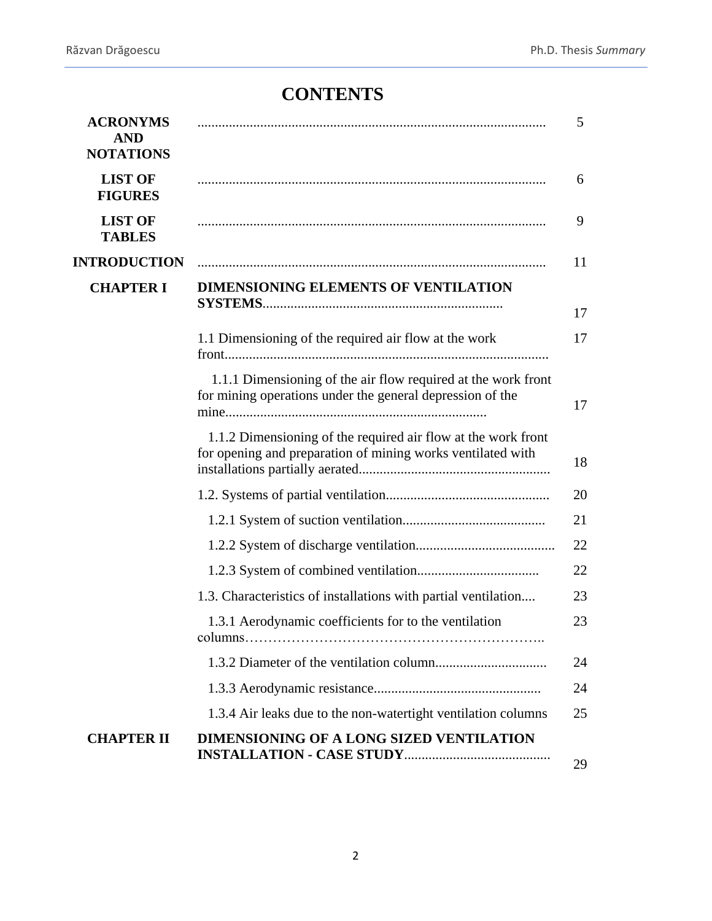# CONTENTS

| | | |
|---|---|---|
| **ACRONYMS AND NOTATIONS** | .................................................................................................... | 5 |
| **LIST OF FIGURES** | .................................................................................................... | 6 |
| **LIST OF TABLES** | .................................................................................................... | 9 |
| **INTRODUCTION** | .................................................................................................... | 11 |
| **CHAPTER I** | **DIMENSIONING ELEMENTS OF VENTILATION SYSTEMS**..................................................................... | 17 |
| | 1.1 Dimensioning of the required air flow at the work front............................................................................................ | 17 |
| | 1.1.1 Dimensioning of the air flow required at the work front for mining operations under the general depression of the mine........................................................................... | 17 |
| | 1.1.2 Dimensioning of the required air flow at the work front for opening and preparation of mining works ventilated with installations partially aerated....................................................... | 18 |
| | 1.2. Systems of partial ventilation............................................... | 20 |
| | 1.2.1 System of suction ventilation......................................... | 21 |
| | 1.2.2 System of discharge ventilation........................................ | 22 |
| | 1.2.3 System of combined ventilation................................... | 22 |
| | 1.3. Characteristics of installations with partial ventilation.... | 23 |
| | 1.3.1 Aerodynamic coefficients for to the ventilation columns……………………………………………………….. | 23 |
| | 1.3.2 Diameter of the ventilation column................................ | 24 |
| | 1.3.3 Aerodynamic resistance................................................ | 24 |
| | 1.3.4 Air leaks due to the non-watertight ventilation columns | 25 |
| **CHAPTER II** | **DIMENSIONING OF A LONG SIZED VENTILATION INSTALLATION - CASE STUDY**......................................... | 29 |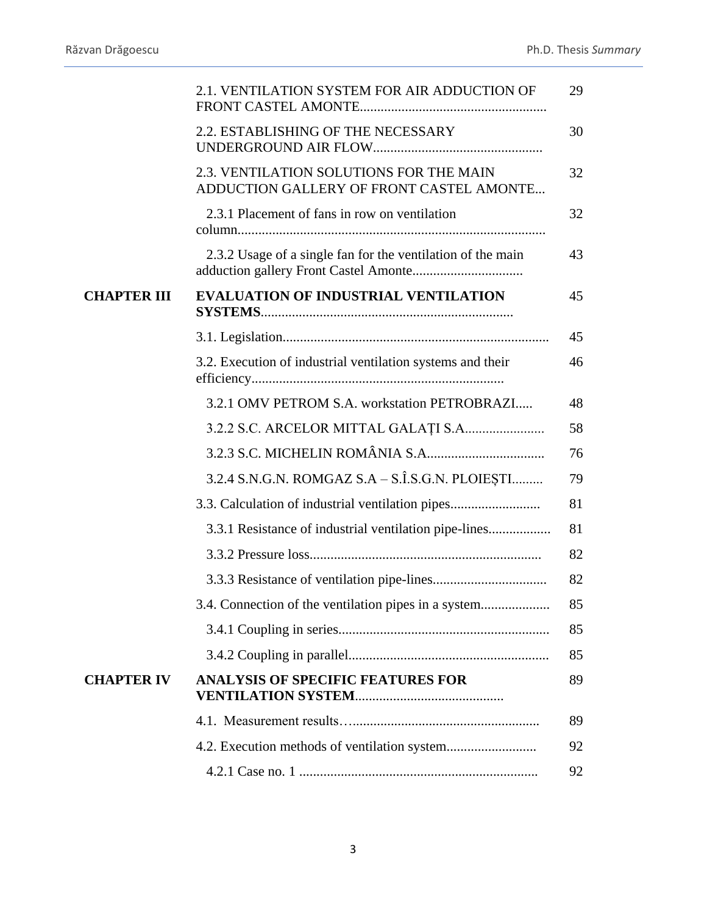| | | |
|---|---|---|
| | 2.1. VENTILATION SYSTEM FOR AIR ADDUCTION OF FRONT CASTEL AMONTE...................................................... | 29 |
| | 2.2. ESTABLISHING OF THE NECESSARY UNDERGROUND AIR FLOW................................................ | 30 |
| | 2.3. VENTILATION SOLUTIONS FOR THE MAIN ADDUCTION GALLERY OF FRONT CASTEL AMONTE... | 32 |
| | 2.3.1 Placement of fans in row on ventilation column......................................................................................... | 32 |
| | 2.3.2 Usage of a single fan for the ventilation of the main adduction gallery Front Castel Amonte................................ | 43 |
| **CHAPTER III** | **EVALUATION OF INDUSTRIAL VENTILATION SYSTEMS**......................................................................... | 45 |
| | 3.1. Legislation............................................................................. | 45 |
| | 3.2. Execution of industrial ventilation systems and their efficiency......................................................................... | 46 |
| | 3.2.1 OMV PETROM S.A. workstation PETROBRAZI..... | 48 |
| | 3.2.2 S.C. ARCELOR MITTAL GALAȚI S.A...................... | 58 |
| | 3.2.3 S.C. MICHELIN ROMÂNIA S.A................................. | 76 |
| | 3.2.4 S.N.G.N. ROMGAZ S.A – S.Î.S.G.N. PLOIEȘTI......... | 79 |
| | 3.3. Calculation of industrial ventilation pipes.......................... | 81 |
| | 3.3.1 Resistance of industrial ventilation pipe-lines.................. | 81 |
| | 3.3.2 Pressure loss.................................................................. | 82 |
| | 3.3.3 Resistance of ventilation pipe-lines................................ | 82 |
| | 3.4. Connection of the ventilation pipes in a system.................... | 85 |
| | 3.4.1 Coupling in series............................................................ | 85 |
| | 3.4.2 Coupling in parallel......................................................... | 85 |
| **CHAPTER IV** | **ANALYSIS OF SPECIFIC FEATURES FOR VENTILATION SYSTEM**.......................................... | 89 |
| | 4.1. Measurement results…..................................................... | 89 |
| | 4.2. Execution methods of ventilation system.......................... | 92 |
| | 4.2.1 Case no. 1 ..................................................................... | 92 |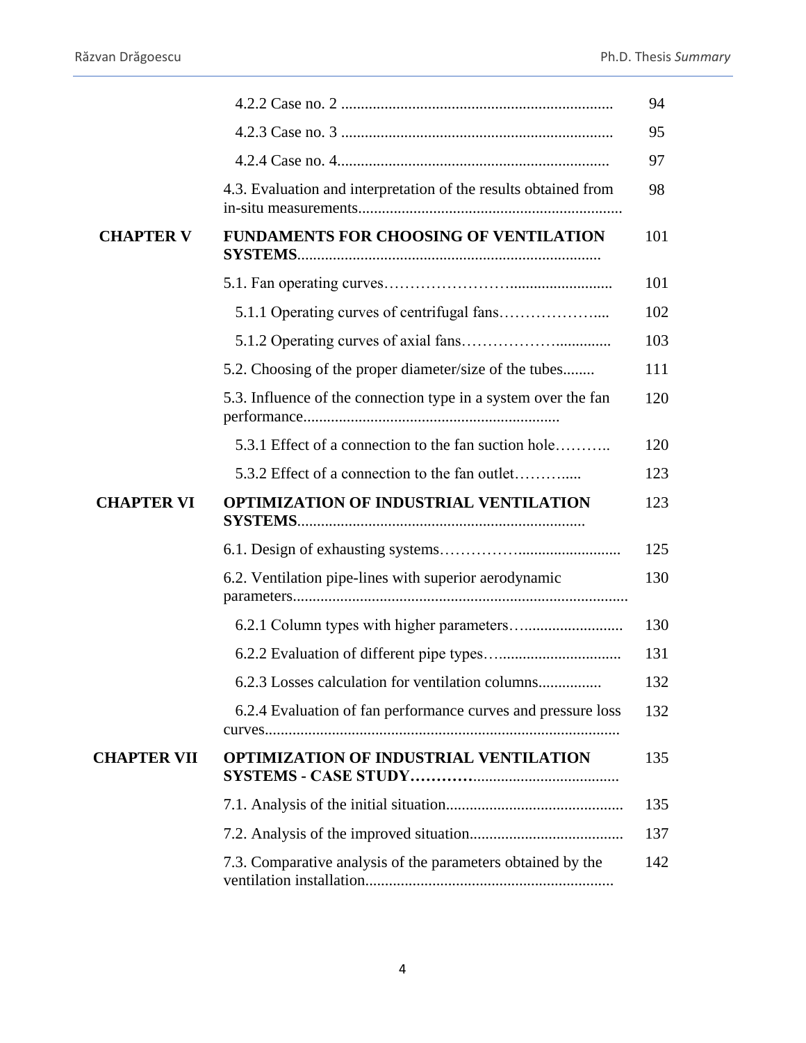| | | |
|---|---|---|
| | 4.2.2 Case no. 2 .................................................................... | 94 |
| | 4.2.3 Case no. 3 .................................................................... | 95 |
| | 4.2.4 Case no. 4.................................................................... | 97 |
| | 4.3. Evaluation and interpretation of the results obtained from in-situ measurements.................................................................. | 98 |
| **CHAPTER V** | **FUNDAMENTS FOR CHOOSING OF VENTILATION SYSTEMS**........................................................................... | 101 |
| | 5.1. Fan operating curves……………………......................... | 101 |
| | 5.1.1 Operating curves of centrifugal fans……………….... | 102 |
| | 5.1.2 Operating curves of axial fans……………….............. | 103 |
| | 5.2. Choosing of the proper diameter/size of the tubes........ | 111 |
| | 5.3. Influence of the connection type in a system over the fan performance................................................................ | 120 |
| | 5.3.1 Effect of a connection to the fan suction hole……….. | 120 |
| | 5.3.2 Effect of a connection to the fan outlet………..... | 123 |
| **CHAPTER VI** | **OPTIMIZATION OF INDUSTRIAL VENTILATION SYSTEMS**....................................................................... | 123 |
| | 6.1. Design of exhausting systems……………......................... | 125 |
| | 6.2. Ventilation pipe-lines with superior aerodynamic parameters................................................................................... | 130 |
| | 6.2.1 Column types with higher parameters…......................... | 130 |
| | 6.2.2 Evaluation of different pipe types…............................... | 131 |
| | 6.2.3 Losses calculation for ventilation columns................ | 132 |
| | 6.2.4 Evaluation of fan performance curves and pressure loss curves........................................................................................ | 132 |
| **CHAPTER VII** | **OPTIMIZATION OF INDUSTRIAL VENTILATION SYSTEMS - CASE STUDY…………**.................................... | 135 |
| | 7.1. Analysis of the initial situation............................................ | 135 |
| | 7.2. Analysis of the improved situation....................................... | 137 |
| | 7.3. Comparative analysis of the parameters obtained by the ventilation installation.............................................................. | 142 |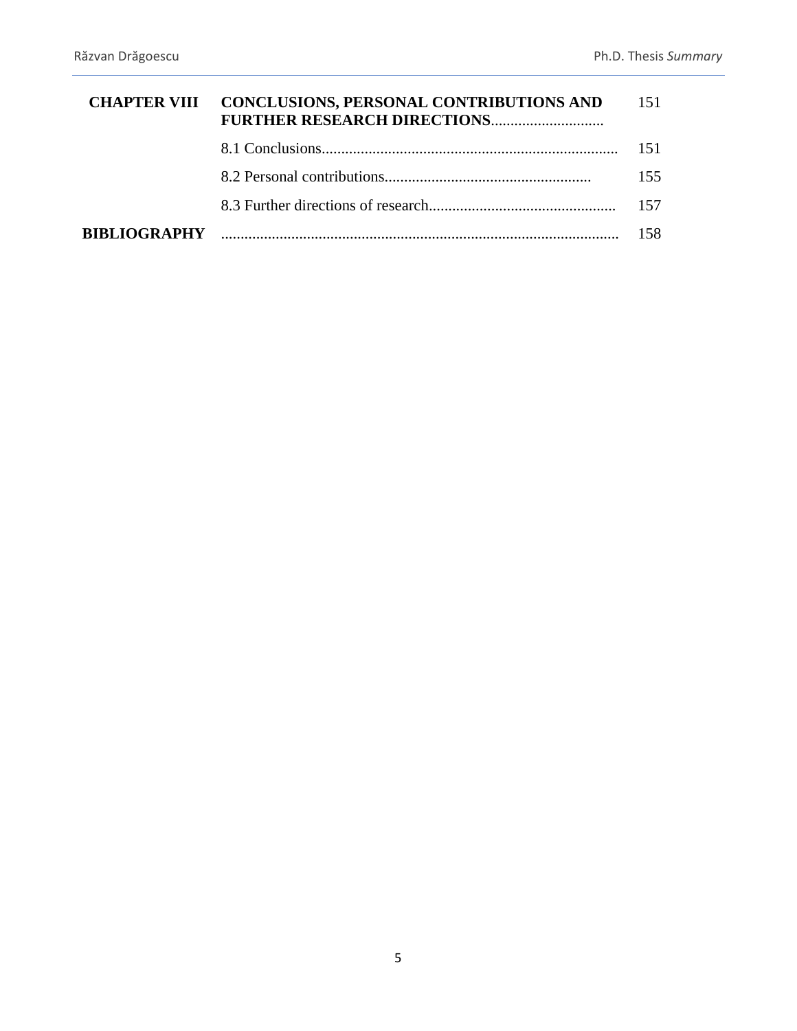| | | |
|---|---|---|
| **CHAPTER VIII** | **CONCLUSIONS, PERSONAL CONTRIBUTIONS AND FURTHER RESEARCH DIRECTIONS**............................ | 151 |
| | 8.1 Conclusions........................................................................... | 151 |
| | 8.2 Personal contributions.................................................... | 155 |
| | 8.3 Further directions of research................................................ | 157 |
| **BIBLIOGRAPHY** | ..................................................................................................... | 158 |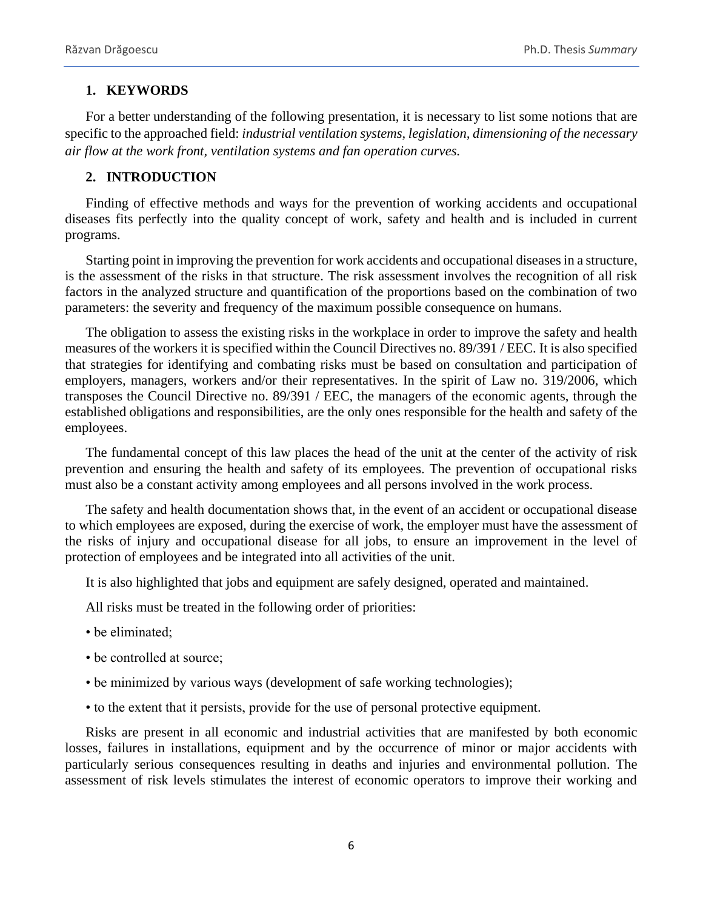## 1. KEYWORDS

For a better understanding of the following presentation, it is necessary to list some notions that are specific to the approached field: *industrial ventilation systems, legislation, dimensioning of the necessary air flow at the work front, ventilation systems and fan operation curves.*

## 2. INTRODUCTION

Finding of effective methods and ways for the prevention of working accidents and occupational diseases fits perfectly into the quality concept of work, safety and health and is included in current programs.

Starting point in improving the prevention for work accidents and occupational diseases in a structure, is the assessment of the risks in that structure. The risk assessment involves the recognition of all risk factors in the analyzed structure and quantification of the proportions based on the combination of two parameters: the severity and frequency of the maximum possible consequence on humans.

The obligation to assess the existing risks in the workplace in order to improve the safety and health measures of the workers it is specified within the Council Directives no. 89/391 / EEC. It is also specified that strategies for identifying and combating risks must be based on consultation and participation of employers, managers, workers and/or their representatives. In the spirit of Law no. 319/2006, which transposes the Council Directive no. 89/391 / EEC, the managers of the economic agents, through the established obligations and responsibilities, are the only ones responsible for the health and safety of the employees.

The fundamental concept of this law places the head of the unit at the center of the activity of risk prevention and ensuring the health and safety of its employees. The prevention of occupational risks must also be a constant activity among employees and all persons involved in the work process.

The safety and health documentation shows that, in the event of an accident or occupational disease to which employees are exposed, during the exercise of work, the employer must have the assessment of the risks of injury and occupational disease for all jobs, to ensure an improvement in the level of protection of employees and be integrated into all activities of the unit.

It is also highlighted that jobs and equipment are safely designed, operated and maintained.

All risks must be treated in the following order of priorities:

- be eliminated;
- be controlled at source;
- be minimized by various ways (development of safe working technologies);
- to the extent that it persists, provide for the use of personal protective equipment.

Risks are present in all economic and industrial activities that are manifested by both economic losses, failures in installations, equipment and by the occurrence of minor or major accidents with particularly serious consequences resulting in deaths and injuries and environmental pollution. The assessment of risk levels stimulates the interest of economic operators to improve their working and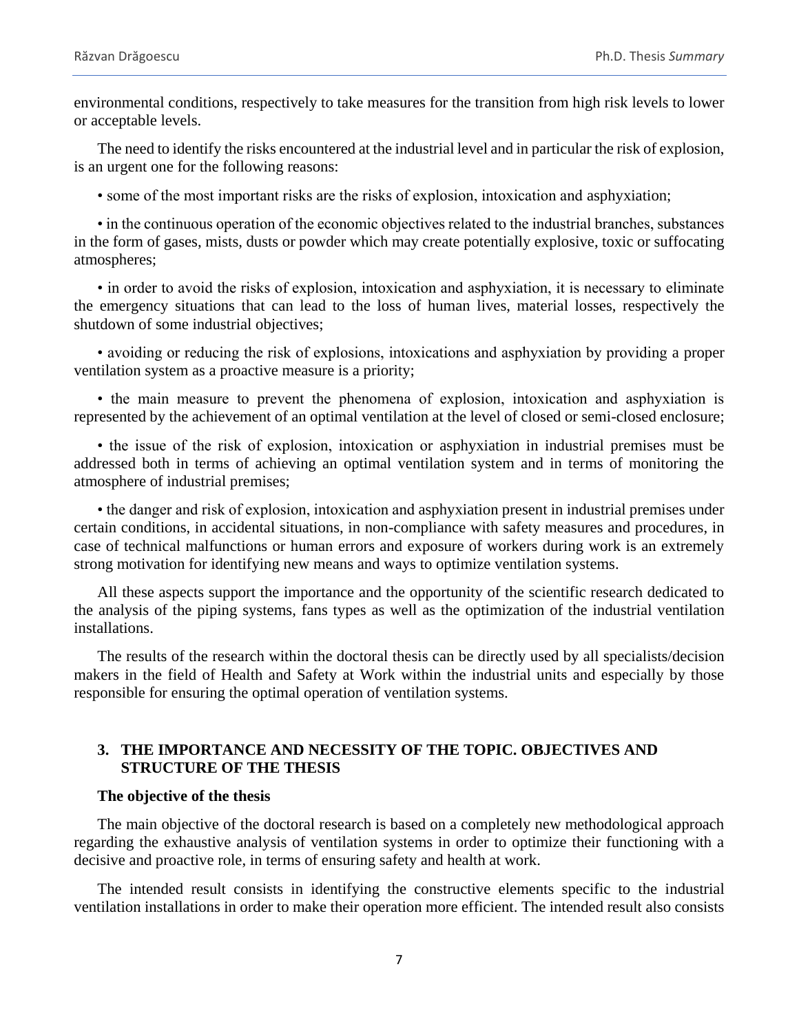environmental conditions, respectively to take measures for the transition from high risk levels to lower or acceptable levels.

The need to identify the risks encountered at the industrial level and in particular the risk of explosion, is an urgent one for the following reasons:

• some of the most important risks are the risks of explosion, intoxication and asphyxiation;

• in the continuous operation of the economic objectives related to the industrial branches, substances in the form of gases, mists, dusts or powder which may create potentially explosive, toxic or suffocating atmospheres;

• in order to avoid the risks of explosion, intoxication and asphyxiation, it is necessary to eliminate the emergency situations that can lead to the loss of human lives, material losses, respectively the shutdown of some industrial objectives;

• avoiding or reducing the risk of explosions, intoxications and asphyxiation by providing a proper ventilation system as a proactive measure is a priority;

• the main measure to prevent the phenomena of explosion, intoxication and asphyxiation is represented by the achievement of an optimal ventilation at the level of closed or semi-closed enclosure;

• the issue of the risk of explosion, intoxication or asphyxiation in industrial premises must be addressed both in terms of achieving an optimal ventilation system and in terms of monitoring the atmosphere of industrial premises;

• the danger and risk of explosion, intoxication and asphyxiation present in industrial premises under certain conditions, in accidental situations, in non-compliance with safety measures and procedures, in case of technical malfunctions or human errors and exposure of workers during work is an extremely strong motivation for identifying new means and ways to optimize ventilation systems.

All these aspects support the importance and the opportunity of the scientific research dedicated to the analysis of the piping systems, fans types as well as the optimization of the industrial ventilation installations.

The results of the research within the doctoral thesis can be directly used by all specialists/decision makers in the field of Health and Safety at Work within the industrial units and especially by those responsible for ensuring the optimal operation of ventilation systems.

## 3. THE IMPORTANCE AND NECESSITY OF THE TOPIC. OBJECTIVES AND STRUCTURE OF THE THESIS

**The objective of the thesis**

The main objective of the doctoral research is based on a completely new methodological approach regarding the exhaustive analysis of ventilation systems in order to optimize their functioning with a decisive and proactive role, in terms of ensuring safety and health at work.

The intended result consists in identifying the constructive elements specific to the industrial ventilation installations in order to make their operation more efficient. The intended result also consists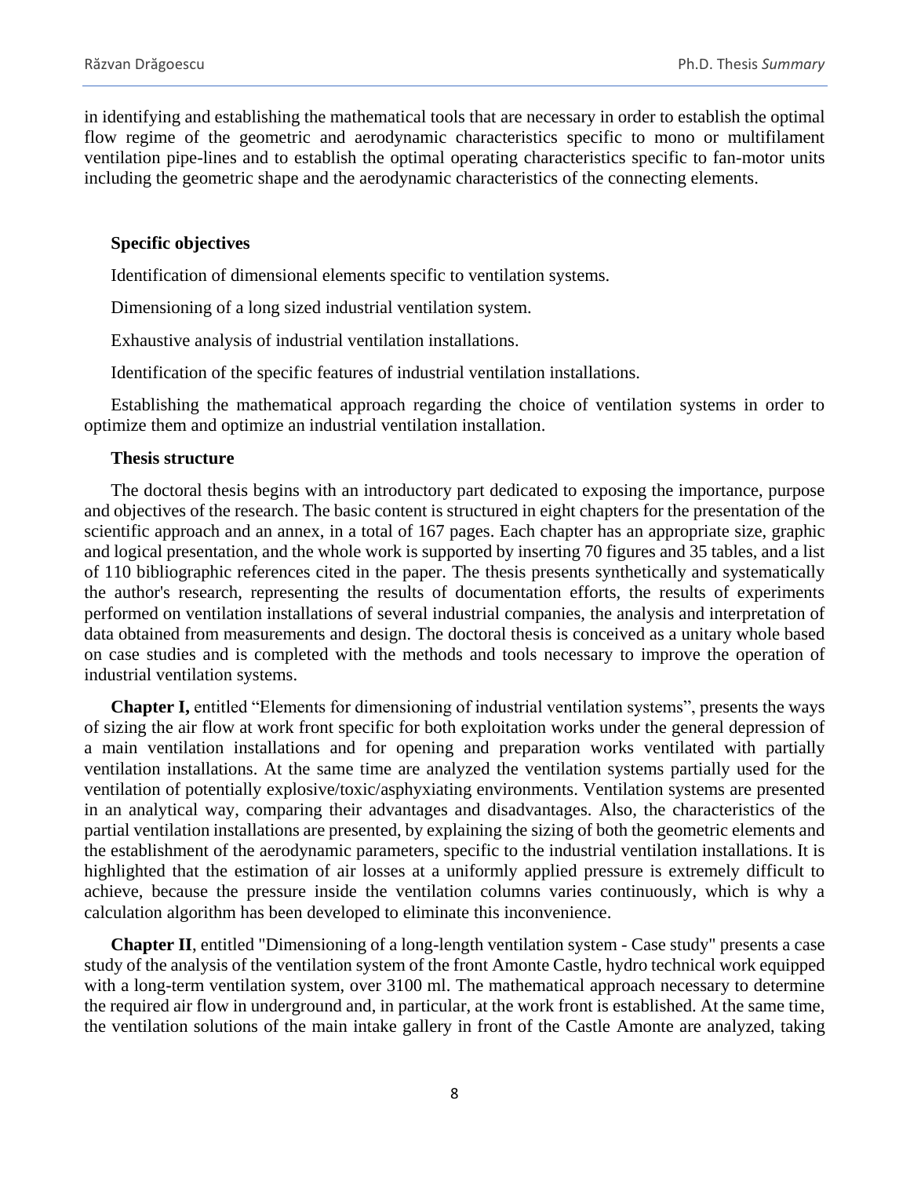in identifying and establishing the mathematical tools that are necessary in order to establish the optimal flow regime of the geometric and aerodynamic characteristics specific to mono or multifilament ventilation pipe-lines and to establish the optimal operating characteristics specific to fan-motor units including the geometric shape and the aerodynamic characteristics of the connecting elements.

**Specific objectives**

Identification of dimensional elements specific to ventilation systems.

Dimensioning of a long sized industrial ventilation system.

Exhaustive analysis of industrial ventilation installations.

Identification of the specific features of industrial ventilation installations.

Establishing the mathematical approach regarding the choice of ventilation systems in order to optimize them and optimize an industrial ventilation installation.

**Thesis structure**

The doctoral thesis begins with an introductory part dedicated to exposing the importance, purpose and objectives of the research. The basic content is structured in eight chapters for the presentation of the scientific approach and an annex, in a total of 167 pages. Each chapter has an appropriate size, graphic and logical presentation, and the whole work is supported by inserting 70 figures and 35 tables, and a list of 110 bibliographic references cited in the paper. The thesis presents synthetically and systematically the author's research, representing the results of documentation efforts, the results of experiments performed on ventilation installations of several industrial companies, the analysis and interpretation of data obtained from measurements and design. The doctoral thesis is conceived as a unitary whole based on case studies and is completed with the methods and tools necessary to improve the operation of industrial ventilation systems.

**Chapter I,** entitled "Elements for dimensioning of industrial ventilation systems", presents the ways of sizing the air flow at work front specific for both exploitation works under the general depression of a main ventilation installations and for opening and preparation works ventilated with partially ventilation installations. At the same time are analyzed the ventilation systems partially used for the ventilation of potentially explosive/toxic/asphyxiating environments. Ventilation systems are presented in an analytical way, comparing their advantages and disadvantages. Also, the characteristics of the partial ventilation installations are presented, by explaining the sizing of both the geometric elements and the establishment of the aerodynamic parameters, specific to the industrial ventilation installations. It is highlighted that the estimation of air losses at a uniformly applied pressure is extremely difficult to achieve, because the pressure inside the ventilation columns varies continuously, which is why a calculation algorithm has been developed to eliminate this inconvenience.

**Chapter II**, entitled "Dimensioning of a long-length ventilation system - Case study" presents a case study of the analysis of the ventilation system of the front Amonte Castle, hydro technical work equipped with a long-term ventilation system, over 3100 ml. The mathematical approach necessary to determine the required air flow in underground and, in particular, at the work front is established. At the same time, the ventilation solutions of the main intake gallery in front of the Castle Amonte are analyzed, taking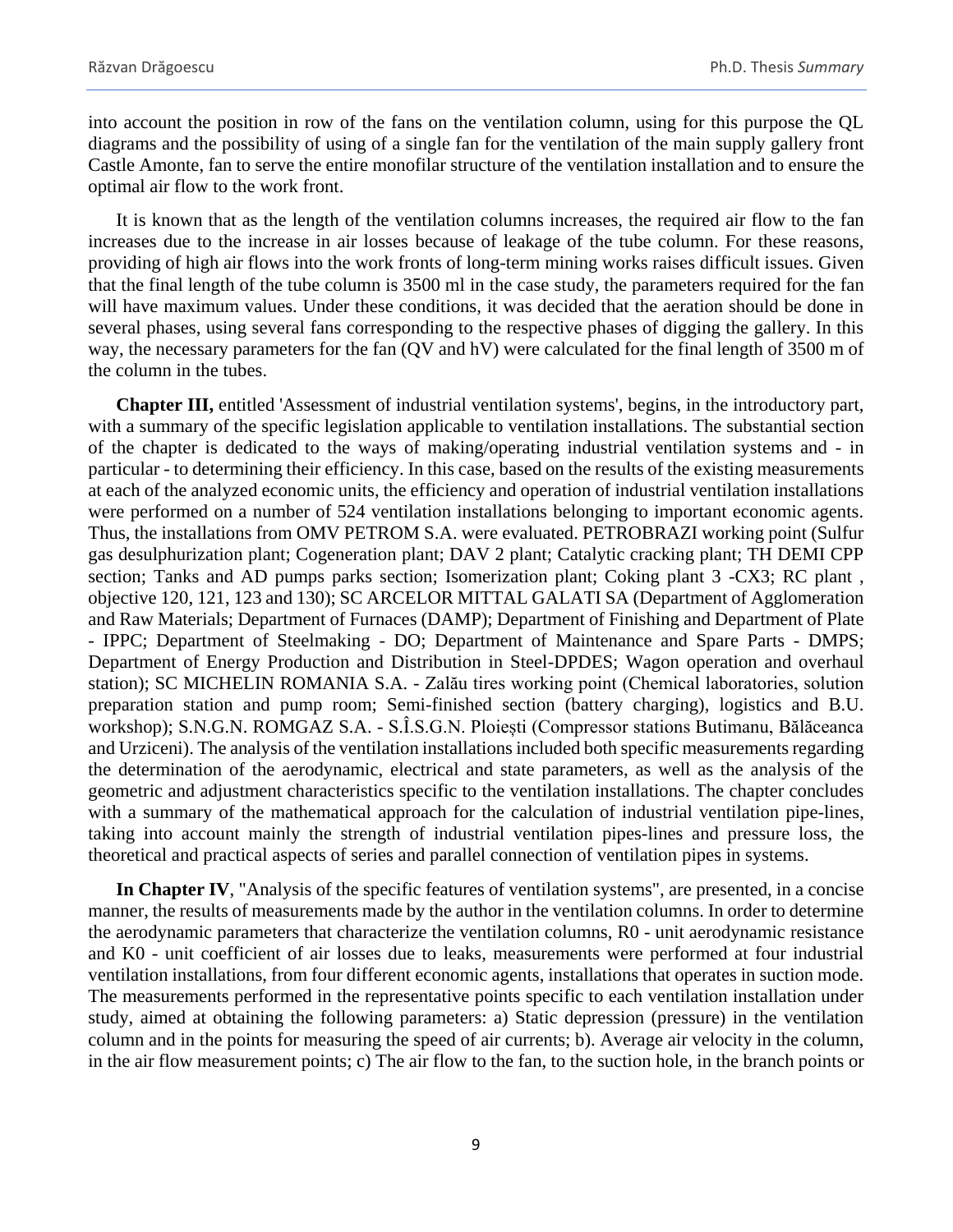into account the position in row of the fans on the ventilation column, using for this purpose the QL diagrams and the possibility of using of a single fan for the ventilation of the main supply gallery front Castle Amonte, fan to serve the entire monofilar structure of the ventilation installation and to ensure the optimal air flow to the work front.

It is known that as the length of the ventilation columns increases, the required air flow to the fan increases due to the increase in air losses because of leakage of the tube column. For these reasons, providing of high air flows into the work fronts of long-term mining works raises difficult issues. Given that the final length of the tube column is 3500 ml in the case study, the parameters required for the fan will have maximum values. Under these conditions, it was decided that the aeration should be done in several phases, using several fans corresponding to the respective phases of digging the gallery. In this way, the necessary parameters for the fan (QV and hV) were calculated for the final length of 3500 m of the column in the tubes.

**Chapter III,** entitled 'Assessment of industrial ventilation systems', begins, in the introductory part, with a summary of the specific legislation applicable to ventilation installations. The substantial section of the chapter is dedicated to the ways of making/operating industrial ventilation systems and - in particular - to determining their efficiency. In this case, based on the results of the existing measurements at each of the analyzed economic units, the efficiency and operation of industrial ventilation installations were performed on a number of 524 ventilation installations belonging to important economic agents. Thus, the installations from OMV PETROM S.A. were evaluated. PETROBRAZI working point (Sulfur gas desulphurization plant; Cogeneration plant; DAV 2 plant; Catalytic cracking plant; TH DEMI CPP section; Tanks and AD pumps parks section; Isomerization plant; Coking plant 3 -CX3; RC plant , objective 120, 121, 123 and 130); SC ARCELOR MITTAL GALATI SA (Department of Agglomeration and Raw Materials; Department of Furnaces (DAMP); Department of Finishing and Department of Plate - IPPC; Department of Steelmaking - DO; Department of Maintenance and Spare Parts - DMPS; Department of Energy Production and Distribution in Steel-DPDES; Wagon operation and overhaul station); SC MICHELIN ROMANIA S.A. - Zalău tires working point (Chemical laboratories, solution preparation station and pump room; Semi-finished section (battery charging), logistics and B.U. workshop); S.N.G.N. ROMGAZ S.A. - S.Î.S.G.N. Ploiești (Compressor stations Butimanu, Bălăceanca and Urziceni). The analysis of the ventilation installations included both specific measurements regarding the determination of the aerodynamic, electrical and state parameters, as well as the analysis of the geometric and adjustment characteristics specific to the ventilation installations. The chapter concludes with a summary of the mathematical approach for the calculation of industrial ventilation pipe-lines, taking into account mainly the strength of industrial ventilation pipes-lines and pressure loss, the theoretical and practical aspects of series and parallel connection of ventilation pipes in systems.

**In Chapter IV**, "Analysis of the specific features of ventilation systems", are presented, in a concise manner, the results of measurements made by the author in the ventilation columns. In order to determine the aerodynamic parameters that characterize the ventilation columns, R0 - unit aerodynamic resistance and K0 - unit coefficient of air losses due to leaks, measurements were performed at four industrial ventilation installations, from four different economic agents, installations that operates in suction mode. The measurements performed in the representative points specific to each ventilation installation under study, aimed at obtaining the following parameters: a) Static depression (pressure) in the ventilation column and in the points for measuring the speed of air currents; b). Average air velocity in the column, in the air flow measurement points; c) The air flow to the fan, to the suction hole, in the branch points or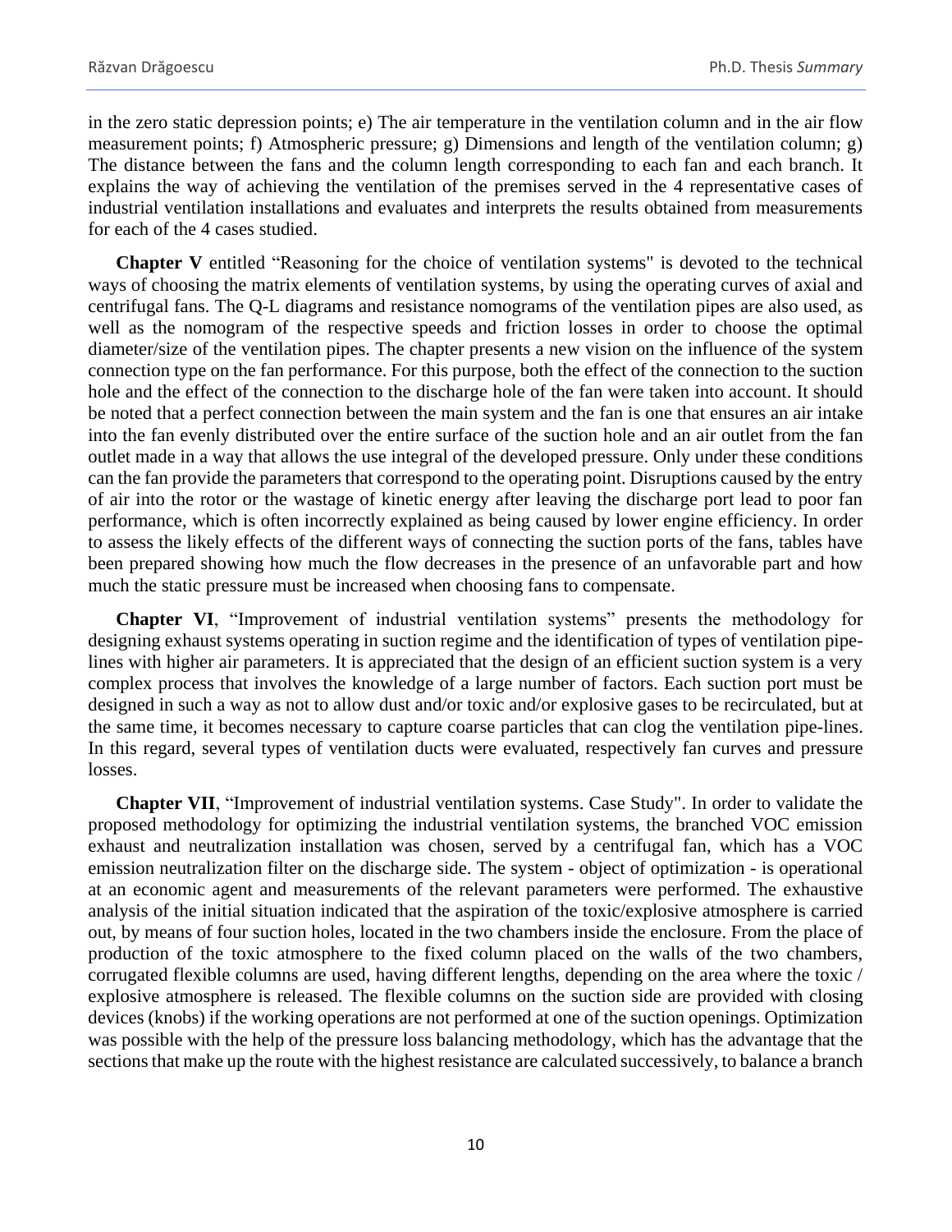in the zero static depression points; e) The air temperature in the ventilation column and in the air flow measurement points; f) Atmospheric pressure; g) Dimensions and length of the ventilation column; g) The distance between the fans and the column length corresponding to each fan and each branch. It explains the way of achieving the ventilation of the premises served in the 4 representative cases of industrial ventilation installations and evaluates and interprets the results obtained from measurements for each of the 4 cases studied.

**Chapter V** entitled "Reasoning for the choice of ventilation systems" is devoted to the technical ways of choosing the matrix elements of ventilation systems, by using the operating curves of axial and centrifugal fans. The Q-L diagrams and resistance nomograms of the ventilation pipes are also used, as well as the nomogram of the respective speeds and friction losses in order to choose the optimal diameter/size of the ventilation pipes. The chapter presents a new vision on the influence of the system connection type on the fan performance. For this purpose, both the effect of the connection to the suction hole and the effect of the connection to the discharge hole of the fan were taken into account. It should be noted that a perfect connection between the main system and the fan is one that ensures an air intake into the fan evenly distributed over the entire surface of the suction hole and an air outlet from the fan outlet made in a way that allows the use integral of the developed pressure. Only under these conditions can the fan provide the parameters that correspond to the operating point. Disruptions caused by the entry of air into the rotor or the wastage of kinetic energy after leaving the discharge port lead to poor fan performance, which is often incorrectly explained as being caused by lower engine efficiency. In order to assess the likely effects of the different ways of connecting the suction ports of the fans, tables have been prepared showing how much the flow decreases in the presence of an unfavorable part and how much the static pressure must be increased when choosing fans to compensate.

**Chapter VI**, "Improvement of industrial ventilation systems" presents the methodology for designing exhaust systems operating in suction regime and the identification of types of ventilation pipe-lines with higher air parameters. It is appreciated that the design of an efficient suction system is a very complex process that involves the knowledge of a large number of factors. Each suction port must be designed in such a way as not to allow dust and/or toxic and/or explosive gases to be recirculated, but at the same time, it becomes necessary to capture coarse particles that can clog the ventilation pipe-lines. In this regard, several types of ventilation ducts were evaluated, respectively fan curves and pressure losses.

**Chapter VII**, "Improvement of industrial ventilation systems. Case Study". In order to validate the proposed methodology for optimizing the industrial ventilation systems, the branched VOC emission exhaust and neutralization installation was chosen, served by a centrifugal fan, which has a VOC emission neutralization filter on the discharge side. The system - object of optimization - is operational at an economic agent and measurements of the relevant parameters were performed. The exhaustive analysis of the initial situation indicated that the aspiration of the toxic/explosive atmosphere is carried out, by means of four suction holes, located in the two chambers inside the enclosure. From the place of production of the toxic atmosphere to the fixed column placed on the walls of the two chambers, corrugated flexible columns are used, having different lengths, depending on the area where the toxic / explosive atmosphere is released. The flexible columns on the suction side are provided with closing devices (knobs) if the working operations are not performed at one of the suction openings. Optimization was possible with the help of the pressure loss balancing methodology, which has the advantage that the sections that make up the route with the highest resistance are calculated successively, to balance a branch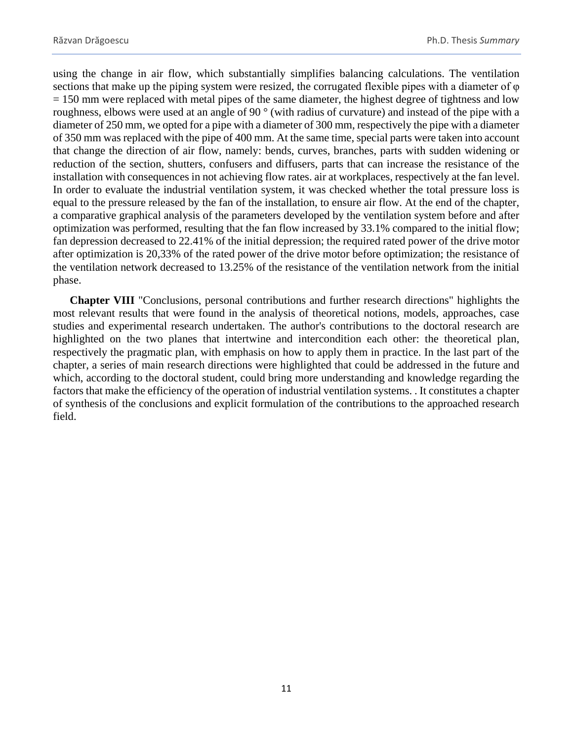using the change in air flow, which substantially simplifies balancing calculations. The ventilation sections that make up the piping system were resized, the corrugated flexible pipes with a diameter of $\varphi = 150$ mm were replaced with metal pipes of the same diameter, the highest degree of tightness and low roughness, elbows were used at an angle of 90 ° (with radius of curvature) and instead of the pipe with a diameter of 250 mm, we opted for a pipe with a diameter of 300 mm, respectively the pipe with a diameter of 350 mm was replaced with the pipe of 400 mm. At the same time, special parts were taken into account that change the direction of air flow, namely: bends, curves, branches, parts with sudden widening or reduction of the section, shutters, confusers and diffusers, parts that can increase the resistance of the installation with consequences in not achieving flow rates. air at workplaces, respectively at the fan level. In order to evaluate the industrial ventilation system, it was checked whether the total pressure loss is equal to the pressure released by the fan of the installation, to ensure air flow. At the end of the chapter, a comparative graphical analysis of the parameters developed by the ventilation system before and after optimization was performed, resulting that the fan flow increased by 33.1% compared to the initial flow; fan depression decreased to 22.41% of the initial depression; the required rated power of the drive motor after optimization is 20,33% of the rated power of the drive motor before optimization; the resistance of the ventilation network decreased to 13.25% of the resistance of the ventilation network from the initial phase.

**Chapter VIII** "Conclusions, personal contributions and further research directions" highlights the most relevant results that were found in the analysis of theoretical notions, models, approaches, case studies and experimental research undertaken. The author's contributions to the doctoral research are highlighted on the two planes that intertwine and intercondition each other: the theoretical plan, respectively the pragmatic plan, with emphasis on how to apply them in practice. In the last part of the chapter, a series of main research directions were highlighted that could be addressed in the future and which, according to the doctoral student, could bring more understanding and knowledge regarding the factors that make the efficiency of the operation of industrial ventilation systems. . It constitutes a chapter of synthesis of the conclusions and explicit formulation of the contributions to the approached research field.